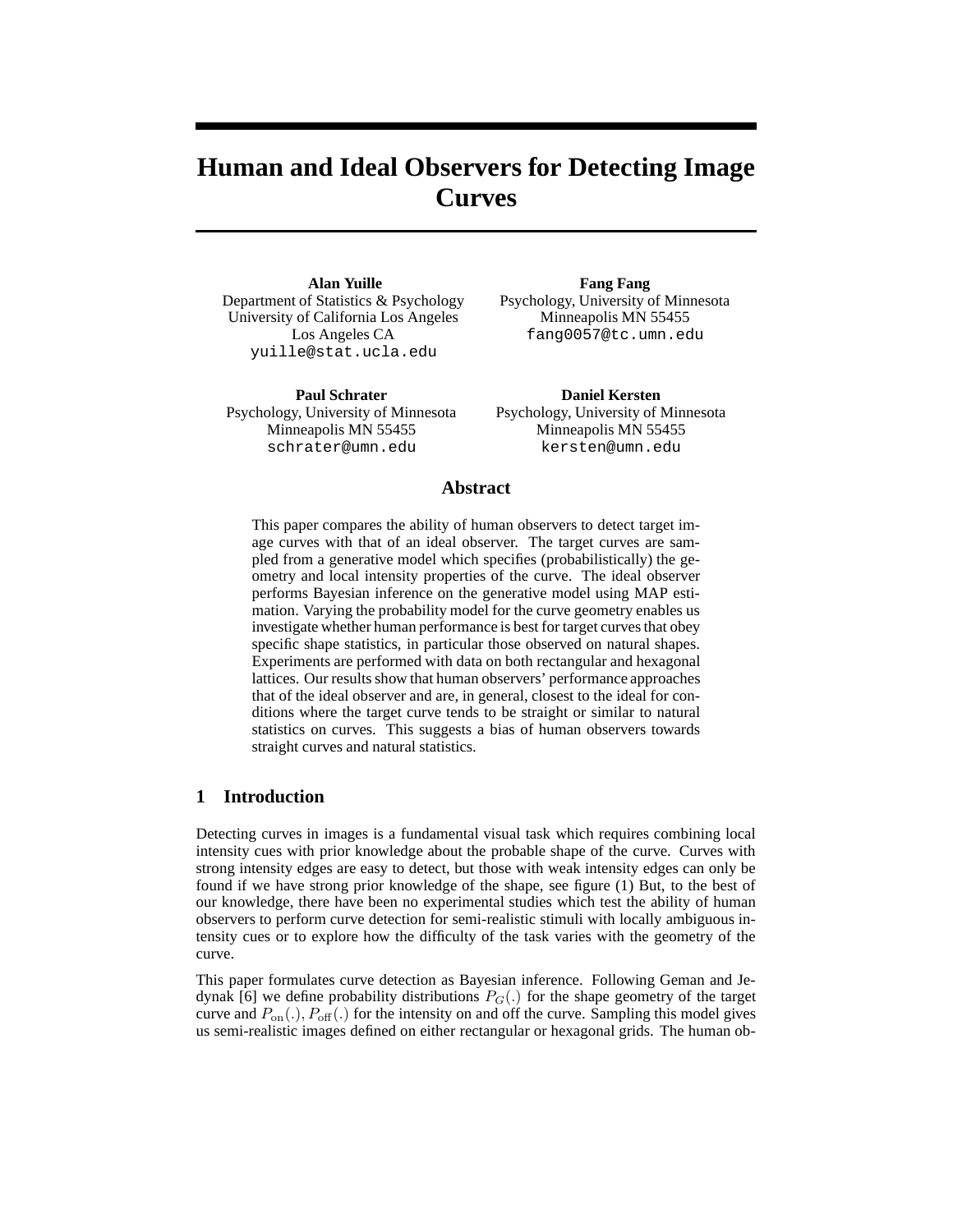# Human and Ideal Observers for Detecting Image Curves

**Alan Yuille**
Department of Statistics & Psychology
University of California Los Angeles
Los Angeles CA
yuille@stat.ucla.edu

**Fang Fang**
Psychology, University of Minnesota
Minneapolis MN 55455
fang0057@tc.umn.edu

**Paul Schrater**
Psychology, University of Minnesota
Minneapolis MN 55455
schrater@umn.edu

**Daniel Kersten**
Psychology, University of Minnesota
Minneapolis MN 55455
kersten@umn.edu

## Abstract

This paper compares the ability of human observers to detect target image curves with that of an ideal observer. The target curves are sampled from a generative model which specifies (probabilistically) the geometry and local intensity properties of the curve. The ideal observer performs Bayesian inference on the generative model using MAP estimation. Varying the probability model for the curve geometry enables us investigate whether human performance is best for target curves that obey specific shape statistics, in particular those observed on natural shapes. Experiments are performed with data on both rectangular and hexagonal lattices. Our results show that human observers' performance approaches that of the ideal observer and are, in general, closest to the ideal for conditions where the target curve tends to be straight or similar to natural statistics on curves. This suggests a bias of human observers towards straight curves and natural statistics.

## 1 Introduction

Detecting curves in images is a fundamental visual task which requires combining local intensity cues with prior knowledge about the probable shape of the curve. Curves with strong intensity edges are easy to detect, but those with weak intensity edges can only be found if we have strong prior knowledge of the shape, see figure (1) But, to the best of our knowledge, there have been no experimental studies which test the ability of human observers to perform curve detection for semi-realistic stimuli with locally ambiguous intensity cues or to explore how the difficulty of the task varies with the geometry of the curve.

This paper formulates curve detection as Bayesian inference. Following Geman and Jedynak [6] we define probability distributions $P_G(.)$ for the shape geometry of the target curve and $P_{\text{on}}(.), P_{\text{off}}(.)$ for the intensity on and off the curve. Sampling this model gives us semi-realistic images defined on either rectangular or hexagonal grids. The human ob-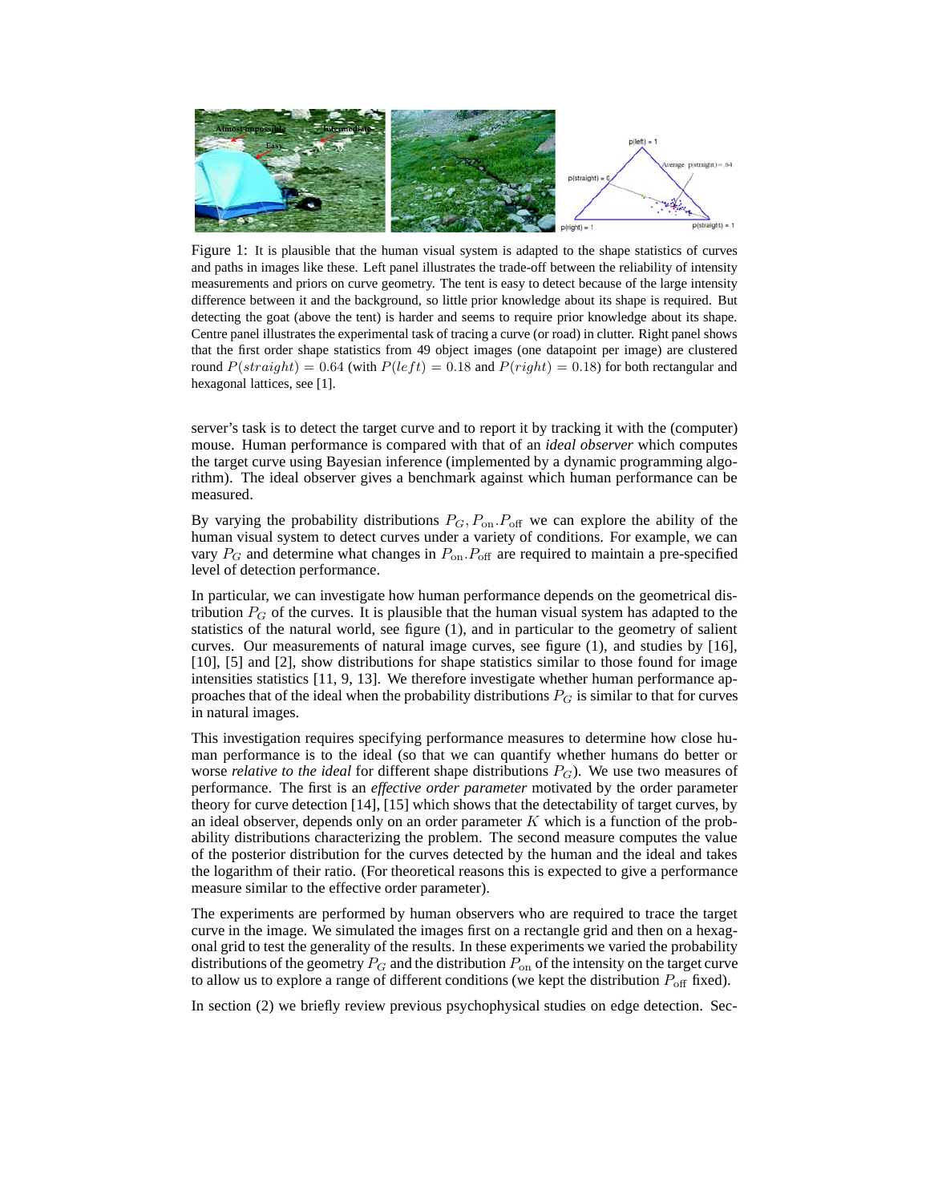Figure 1: It is plausible that the human visual system is adapted to the shape statistics of curves and paths in images like these. Left panel illustrates the trade-off between the reliability of intensity measurements and priors on curve geometry. The tent is easy to detect because of the large intensity difference between it and the background, so little prior knowledge about its shape is required. But detecting the goat (above the tent) is harder and seems to require prior knowledge about its shape. Centre panel illustrates the experimental task of tracing a curve (or road) in clutter. Right panel shows that the first order shape statistics from 49 object images (one datapoint per image) are clustered round $P(straight) = 0.64$ (with $P(left) = 0.18$ and $P(right) = 0.18$) for both rectangular and hexagonal lattices, see [1].

server's task is to detect the target curve and to report it by tracking it with the (computer) mouse. Human performance is compared with that of an *ideal observer* which computes the target curve using Bayesian inference (implemented by a dynamic programming algorithm). The ideal observer gives a benchmark against which human performance can be measured.

By varying the probability distributions $P_G, P_{\text{on}}.P_{\text{off}}$ we can explore the ability of the human visual system to detect curves under a variety of conditions. For example, we can vary $P_G$ and determine what changes in $P_{\text{on}}.P_{\text{off}}$ are required to maintain a pre-specified level of detection performance.

In particular, we can investigate how human performance depends on the geometrical distribution $P_G$ of the curves. It is plausible that the human visual system has adapted to the statistics of the natural world, see figure (1), and in particular to the geometry of salient curves. Our measurements of natural image curves, see figure (1), and studies by [16], [10], [5] and [2], show distributions for shape statistics similar to those found for image intensities statistics [11, 9, 13]. We therefore investigate whether human performance approaches that of the ideal when the probability distributions $P_G$ is similar to that for curves in natural images.

This investigation requires specifying performance measures to determine how close human performance is to the ideal (so that we can quantify whether humans do better or worse *relative to the ideal* for different shape distributions $P_G$). We use two measures of performance. The first is an *effective order parameter* motivated by the order parameter theory for curve detection [14], [15] which shows that the detectability of target curves, by an ideal observer, depends only on an order parameter $K$ which is a function of the probability distributions characterizing the problem. The second measure computes the value of the posterior distribution for the curves detected by the human and the ideal and takes the logarithm of their ratio. (For theoretical reasons this is expected to give a performance measure similar to the effective order parameter).

The experiments are performed by human observers who are required to trace the target curve in the image. We simulated the images first on a rectangle grid and then on a hexagonal grid to test the generality of the results. In these experiments we varied the probability distributions of the geometry $P_G$ and the distribution $P_{\text{on}}$ of the intensity on the target curve to allow us to explore a range of different conditions (we kept the distribution $P_{\text{off}}$ fixed).

In section (2) we briefly review previous psychophysical studies on edge detection. Sec-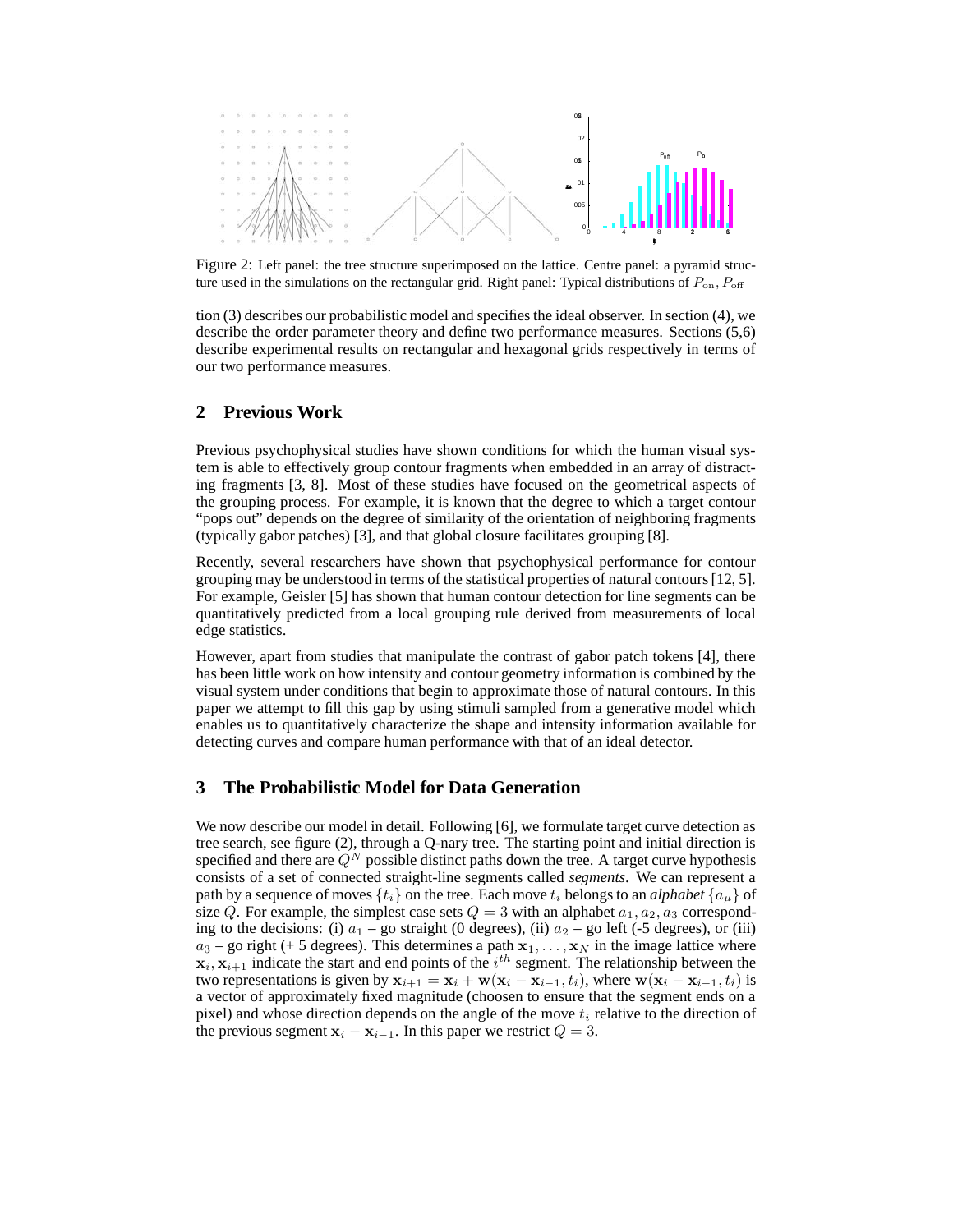Figure 2: Left panel: the tree structure superimposed on the lattice. Centre panel: a pyramid structure used in the simulations on the rectangular grid. Right panel: Typical distributions of $P_{\text{on}}, P_{\text{off}}$

tion (3) describes our probabilistic model and specifies the ideal observer. In section (4), we describe the order parameter theory and define two performance measures. Sections (5,6) describe experimental results on rectangular and hexagonal grids respectively in terms of our two performance measures.

## 2 Previous Work

Previous psychophysical studies have shown conditions for which the human visual system is able to effectively group contour fragments when embedded in an array of distracting fragments [3, 8]. Most of these studies have focused on the geometrical aspects of the grouping process. For example, it is known that the degree to which a target contour "pops out" depends on the degree of similarity of the orientation of neighboring fragments (typically gabor patches) [3], and that global closure facilitates grouping [8].

Recently, several researchers have shown that psychophysical performance for contour grouping may be understood in terms of the statistical properties of natural contours [12, 5]. For example, Geisler [5] has shown that human contour detection for line segments can be quantitatively predicted from a local grouping rule derived from measurements of local edge statistics.

However, apart from studies that manipulate the contrast of gabor patch tokens [4], there has been little work on how intensity and contour geometry information is combined by the visual system under conditions that begin to approximate those of natural contours. In this paper we attempt to fill this gap by using stimuli sampled from a generative model which enables us to quantitatively characterize the shape and intensity information available for detecting curves and compare human performance with that of an ideal detector.

## 3 The Probabilistic Model for Data Generation

We now describe our model in detail. Following [6], we formulate target curve detection as tree search, see figure (2), through a Q-nary tree. The starting point and initial direction is specified and there are $Q^N$ possible distinct paths down the tree. A target curve hypothesis consists of a set of connected straight-line segments called *segments*. We can represent a path by a sequence of moves $\{t_i\}$ on the tree. Each move $t_i$ belongs to an *alphabet* $\{a_\mu\}$ of size $Q$. For example, the simplest case sets $Q = 3$ with an alphabet $a_1, a_2, a_3$ corresponding to the decisions: (i) $a_1$ – go straight (0 degrees), (ii) $a_2$ – go left (-5 degrees), or (iii) $a_3$ – go right (+ 5 degrees). This determines a path $\mathbf{x}_1, \ldots, \mathbf{x}_N$ in the image lattice where $\mathbf{x}_i, \mathbf{x}_{i+1}$ indicate the start and end points of the $i^{th}$ segment. The relationship between the two representations is given by $\mathbf{x}_{i+1} = \mathbf{x}_i + \mathbf{w}(\mathbf{x}_i - \mathbf{x}_{i-1}, t_i)$, where $\mathbf{w}(\mathbf{x}_i - \mathbf{x}_{i-1}, t_i)$ is a vector of approximately fixed magnitude (choosen to ensure that the segment ends on a pixel) and whose direction depends on the angle of the move $t_i$ relative to the direction of the previous segment $\mathbf{x}_i - \mathbf{x}_{i-1}$. In this paper we restrict $Q = 3$.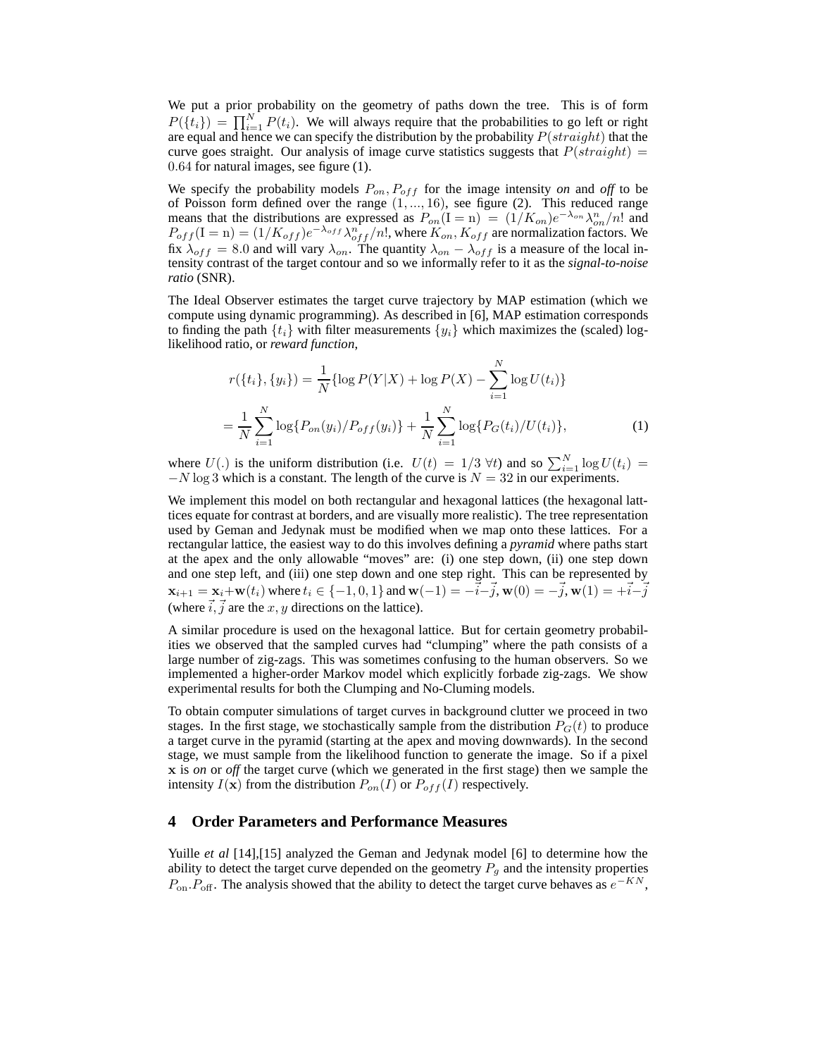We put a prior probability on the geometry of paths down the tree. This is of form $P(\{t_i\}) = \prod_{i=1}^{N} P(t_i)$. We will always require that the probabilities to go left or right are equal and hence we can specify the distribution by the probability $P(straight)$ that the curve goes straight. Our analysis of image curve statistics suggests that $P(straight) = 0.64$ for natural images, see figure (1).

We specify the probability models $P_{on}, P_{off}$ for the image intensity *on* and *off* to be of Poisson form defined over the range $(1, ..., 16)$, see figure (2). This reduced range means that the distributions are expressed as $P_{on}(\mathrm{I = n}) = (1/K_{on})e^{-\lambda_{on}}\lambda_{on}^{n}/n!$ and $P_{off}(\mathrm{I = n}) = (1/K_{off})e^{-\lambda_{off}}\lambda_{off}^{n}/n!$, where $K_{on}, K_{off}$ are normalization factors. We fix $\lambda_{off} = 8.0$ and will vary $\lambda_{on}$. The quantity $\lambda_{on} - \lambda_{off}$ is a measure of the local intensity contrast of the target contour and so we informally refer to it as the ***signal-to-noise ratio*** (SNR).

The Ideal Observer estimates the target curve trajectory by MAP estimation (which we compute using dynamic programming). As described in [6], MAP estimation corresponds to finding the path $\{t_i\}$ with filter measurements $\{y_i\}$ which maximizes the (scaled) log-likelihood ratio, or *reward function*,

$$
\begin{aligned}
r(\{t_i\}, \{y_i\}) &= \frac{1}{N}\{\log P(Y|X) + \log P(X) - \sum_{i=1}^{N} \log U(t_i)\} \\
&= \frac{1}{N}\sum_{i=1}^{N} \log\{P_{on}(y_i)/P_{off}(y_i)\} + \frac{1}{N}\sum_{i=1}^{N} \log\{P_G(t_i)/U(t_i)\},
\end{aligned}
\tag{1}
$$

where $U(.)$ is the uniform distribution (i.e. $U(t) = 1/3\ \forall t$) and so $\sum_{i=1}^{N} \log U(t_i) = -N \log 3$ which is a constant. The length of the curve is $N = 32$ in our experiments.

We implement this model on both rectangular and hexagonal lattices (the hexagonal lattices equate for contrast at borders, and are visually more realistic). The tree representation used by Geman and Jedynak must be modified when we map onto these lattices. For a rectangular lattice, the easiest way to do this involves defining a *pyramid* where paths start at the apex and the only allowable "moves" are: (i) one step down, (ii) one step down and one step left, and (iii) one step down and one step right. This can be represented by $\mathbf{x}_{i+1} = \mathbf{x}_i + \mathbf{w}(t_i)$ where $t_i \in \{-1, 0, 1\}$ and $\mathbf{w}(-1) = -\vec{i} - \vec{j}$, $\mathbf{w}(0) = -\vec{j}$, $\mathbf{w}(1) = +\vec{i} - \vec{j}$ (where $\vec{i}, \vec{j}$ are the $x, y$ directions on the lattice).

A similar procedure is used on the hexagonal lattice. But for certain geometry probabilities we observed that the sampled curves had "clumping" where the path consists of a large number of zig-zags. This was sometimes confusing to the human observers. So we implemented a higher-order Markov model which explicitly forbade zig-zags. We show experimental results for both the Clumping and No-Cluming models.

To obtain computer simulations of target curves in background clutter we proceed in two stages. In the first stage, we stochastically sample from the distribution $P_G(t)$ to produce a target curve in the pyramid (starting at the apex and moving downwards). In the second stage, we must sample from the likelihood function to generate the image. So if a pixel $\mathbf{x}$ is *on* or *off* the target curve (which we generated in the first stage) then we sample the intensity $I(\mathbf{x})$ from the distribution $P_{on}(I)$ or $P_{off}(I)$ respectively.

## 4 Order Parameters and Performance Measures

Yuille *et al* [14],[15] analyzed the Geman and Jedynak model [6] to determine how the ability to detect the target curve depended on the geometry $P_g$ and the intensity properties $P_{\mathrm{on}}.P_{\mathrm{off}}$. The analysis showed that the ability to detect the target curve behaves as $e^{-KN}$,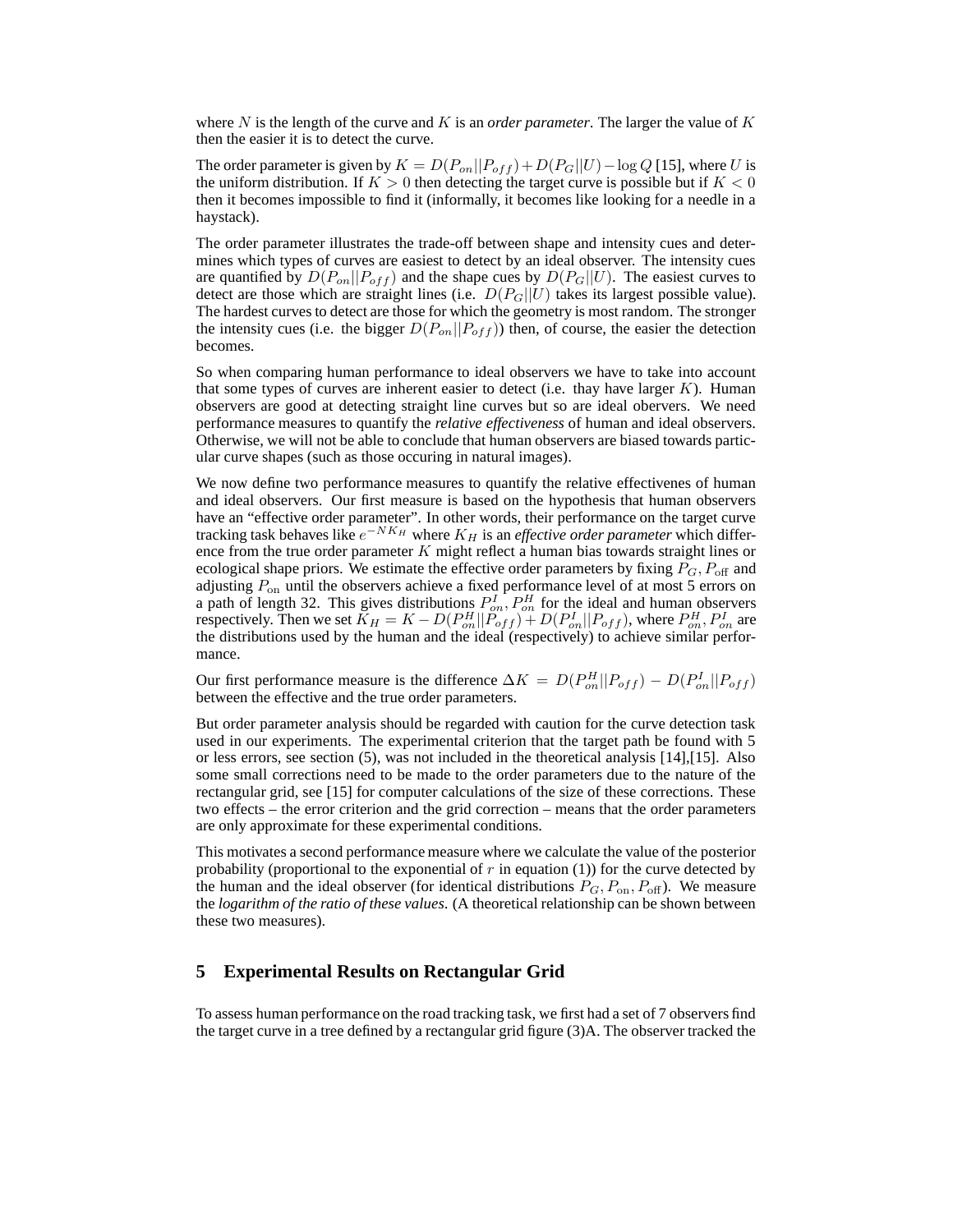where $N$ is the length of the curve and $K$ is an *order parameter*. The larger the value of $K$ then the easier it is to detect the curve.

The order parameter is given by $K = D(P_{on}||P_{off}) + D(P_G||U) - \log Q$ [15], where $U$ is the uniform distribution. If $K > 0$ then detecting the target curve is possible but if $K < 0$ then it becomes impossible to find it (informally, it becomes like looking for a needle in a haystack).

The order parameter illustrates the trade-off between shape and intensity cues and determines which types of curves are easiest to detect by an ideal observer. The intensity cues are quantified by $D(P_{on}||P_{off})$ and the shape cues by $D(P_G||U)$. The easiest curves to detect are those which are straight lines (i.e. $D(P_G||U)$ takes its largest possible value). The hardest curves to detect are those for which the geometry is most random. The stronger the intensity cues (i.e. the bigger $D(P_{on}||P_{off})$) then, of course, the easier the detection becomes.

So when comparing human performance to ideal observers we have to take into account that some types of curves are inherent easier to detect (i.e. thay have larger $K$). Human observers are good at detecting straight line curves but so are ideal obervers. We need performance measures to quantify the *relative effectiveness* of human and ideal observers. Otherwise, we will not be able to conclude that human observers are biased towards particular curve shapes (such as those occuring in natural images).

We now define two performance measures to quantify the relative effectivenes of human and ideal observers. Our first measure is based on the hypothesis that human observers have an "effective order parameter". In other words, their performance on the target curve tracking task behaves like $e^{-NK_H}$ where $K_H$ is an *effective order parameter* which difference from the true order parameter $K$ might reflect a human bias towards straight lines or ecological shape priors. We estimate the effective order parameters by fixing $P_G, P_{\text{off}}$ and adjusting $P_{\text{on}}$ until the observers achieve a fixed performance level of at most 5 errors on a path of length 32. This gives distributions $P^I_{on}, P^H_{on}$ for the ideal and human observers respectively. Then we set $K_H = K - D(P^H_{on}||P_{off}) + D(P^I_{on}||P_{off})$, where $P^H_{on}, P^I_{on}$ are the distributions used by the human and the ideal (respectively) to achieve similar performance.

Our first performance measure is the difference $\Delta K = D(P^H_{on}||P_{off}) - D(P^I_{on}||P_{off})$ between the effective and the true order parameters.

But order parameter analysis should be regarded with caution for the curve detection task used in our experiments. The experimental criterion that the target path be found with 5 or less errors, see section (5), was not included in the theoretical analysis [14],[15]. Also some small corrections need to be made to the order parameters due to the nature of the rectangular grid, see [15] for computer calculations of the size of these corrections. These two effects – the error criterion and the grid correction – means that the order parameters are only approximate for these experimental conditions.

This motivates a second performance measure where we calculate the value of the posterior probability (proportional to the exponential of $r$ in equation (1)) for the curve detected by the human and the ideal observer (for identical distributions $P_G, P_{\text{on}}, P_{\text{off}}$). We measure the *logarithm of the ratio of these values*. (A theoretical relationship can be shown between these two measures).

## 5 Experimental Results on Rectangular Grid

To assess human performance on the road tracking task, we first had a set of 7 observers find the target curve in a tree defined by a rectangular grid figure (3)A. The observer tracked the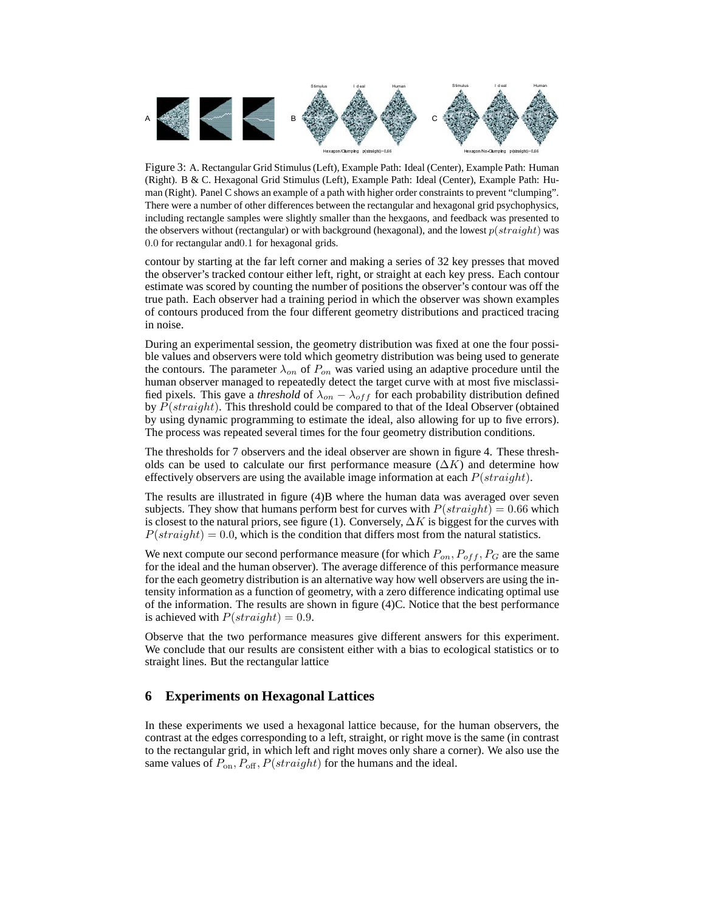Figure 3: A. Rectangular Grid Stimulus (Left), Example Path: Ideal (Center), Example Path: Human (Right). B & C. Hexagonal Grid Stimulus (Left), Example Path: Ideal (Center), Example Path: Human (Right). Panel C shows an example of a path with higher order constraints to prevent “clumping”. There were a number of other differences between the rectangular and hexagonal grid psychophysics, including rectangle samples were slightly smaller than the hexgaons, and feedback was presented to the observers without (rectangular) or with background (hexagonal), and the lowest $p(straight)$ was $0.0$ for rectangular and$0.1$ for hexagonal grids.

contour by starting at the far left corner and making a series of 32 key presses that moved the observer's tracked contour either left, right, or straight at each key press. Each contour estimate was scored by counting the number of positions the observer's contour was off the true path. Each observer had a training period in which the observer was shown examples of contours produced from the four different geometry distributions and practiced tracing in noise.

During an experimental session, the geometry distribution was fixed at one the four possible values and observers were told which geometry distribution was being used to generate the contours. The parameter $\lambda_{on}$ of $P_{on}$ was varied using an adaptive procedure until the human observer managed to repeatedly detect the target curve with at most five misclassified pixels. This gave a *threshold* of $\lambda_{on} - \lambda_{off}$ for each probability distribution defined by $P(straight)$. This threshold could be compared to that of the Ideal Observer (obtained by using dynamic programming to estimate the ideal, also allowing for up to five errors). The process was repeated several times for the four geometry distribution conditions.

The thresholds for 7 observers and the ideal observer are shown in figure 4. These thresholds can be used to calculate our first performance measure ($\Delta K$) and determine how effectively observers are using the available image information at each $P(straight)$.

The results are illustrated in figure (4)B where the human data was averaged over seven subjects. They show that humans perform best for curves with $P(straight) = 0.66$ which is closest to the natural priors, see figure (1). Conversely, $\Delta K$ is biggest for the curves with $P(straight) = 0.0$, which is the condition that differs most from the natural statistics.

We next compute our second performance measure (for which $P_{on}, P_{off}, P_G$ are the same for the ideal and the human observer). The average difference of this performance measure for the each geometry distribution is an alternative way how well observers are using the intensity information as a function of geometry, with a zero difference indicating optimal use of the information. The results are shown in figure (4)C. Notice that the best performance is achieved with $P(straight) = 0.9$.

Observe that the two performance measures give different answers for this experiment. We conclude that our results are consistent either with a bias to ecological statistics or to straight lines. But the rectangular lattice

## 6 Experiments on Hexagonal Lattices

In these experiments we used a hexagonal lattice because, for the human observers, the contrast at the edges corresponding to a left, straight, or right move is the same (in contrast to the rectangular grid, in which left and right moves only share a corner). We also use the same values of $P_{\rm on}, P_{\rm off}, P(straight)$ for the humans and the ideal.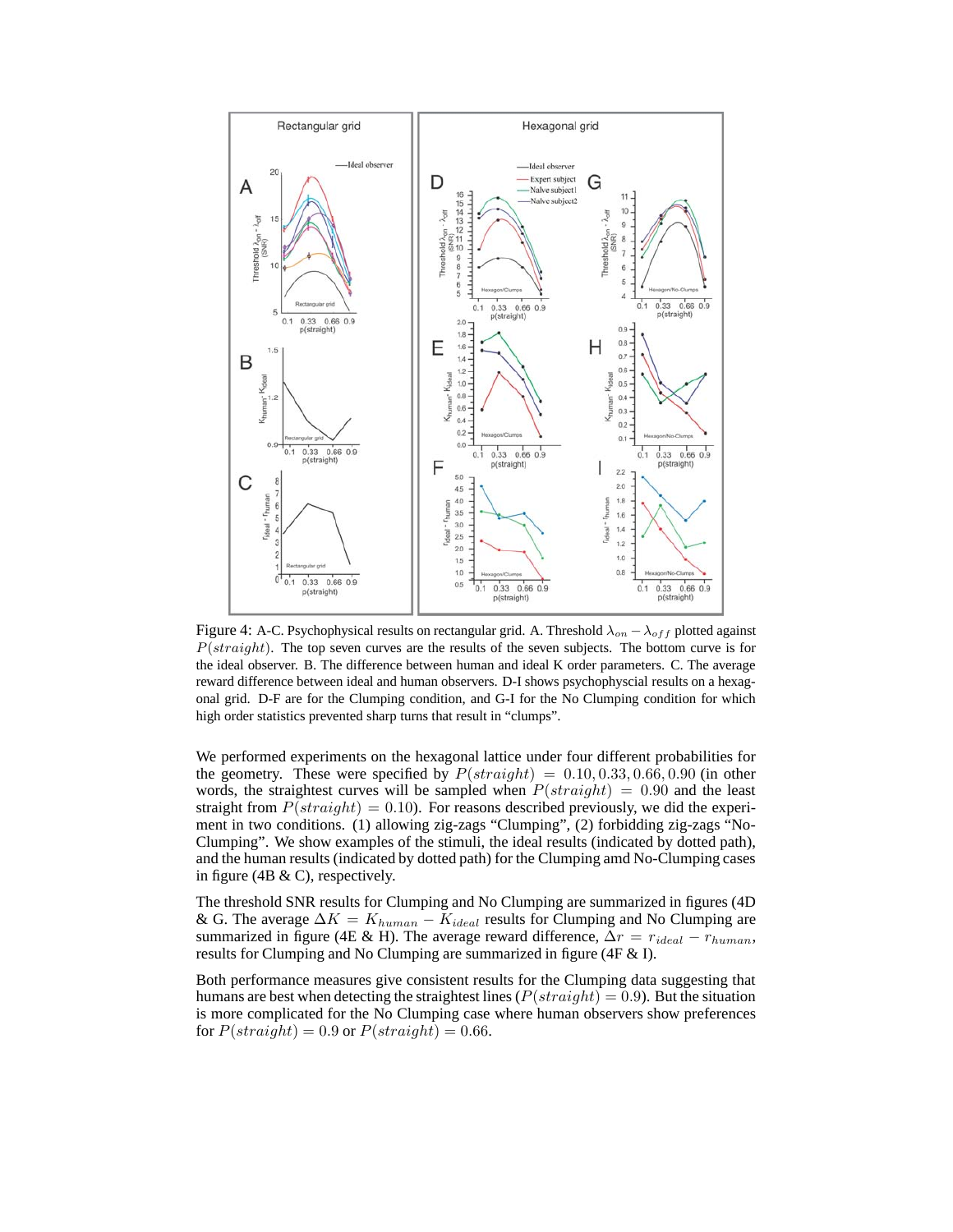Figure 4: A-C. Psychophysical results on rectangular grid. A. Threshold $\lambda_{on} - \lambda_{off}$ plotted against $P(straight)$. The top seven curves are the results of the seven subjects. The bottom curve is for the ideal observer. B. The difference between human and ideal K order parameters. C. The average reward difference between ideal and human observers. D-I shows psychophyscial results on a hexagonal grid. D-F are for the Clumping condition, and G-I for the No Clumping condition for which high order statistics prevented sharp turns that result in "clumps".

We performed experiments on the hexagonal lattice under four different probabilities for the geometry. These were specified by $P(straight) = 0.10, 0.33, 0.66, 0.90$ (in other words, the straightest curves will be sampled when $P(straight) = 0.90$ and the least straight from $P(straight) = 0.10$). For reasons described previously, we did the experiment in two conditions. (1) allowing zig-zags "Clumping", (2) forbidding zig-zags "No-Clumping". We show examples of the stimuli, the ideal results (indicated by dotted path), and the human results (indicated by dotted path) for the Clumping amd No-Clumping cases in figure (4B & C), respectively.

The threshold SNR results for Clumping and No Clumping are summarized in figures (4D & G. The average $\Delta K = K_{human} - K_{ideal}$ results for Clumping and No Clumping are summarized in figure (4E & H). The average reward difference, $\Delta r = r_{ideal} - r_{human}$, results for Clumping and No Clumping are summarized in figure (4F & I).

Both performance measures give consistent results for the Clumping data suggesting that humans are best when detecting the straightest lines ($P(straight) = 0.9$). But the situation is more complicated for the No Clumping case where human observers show preferences for $P(straight) = 0.9$ or $P(straight) = 0.66$.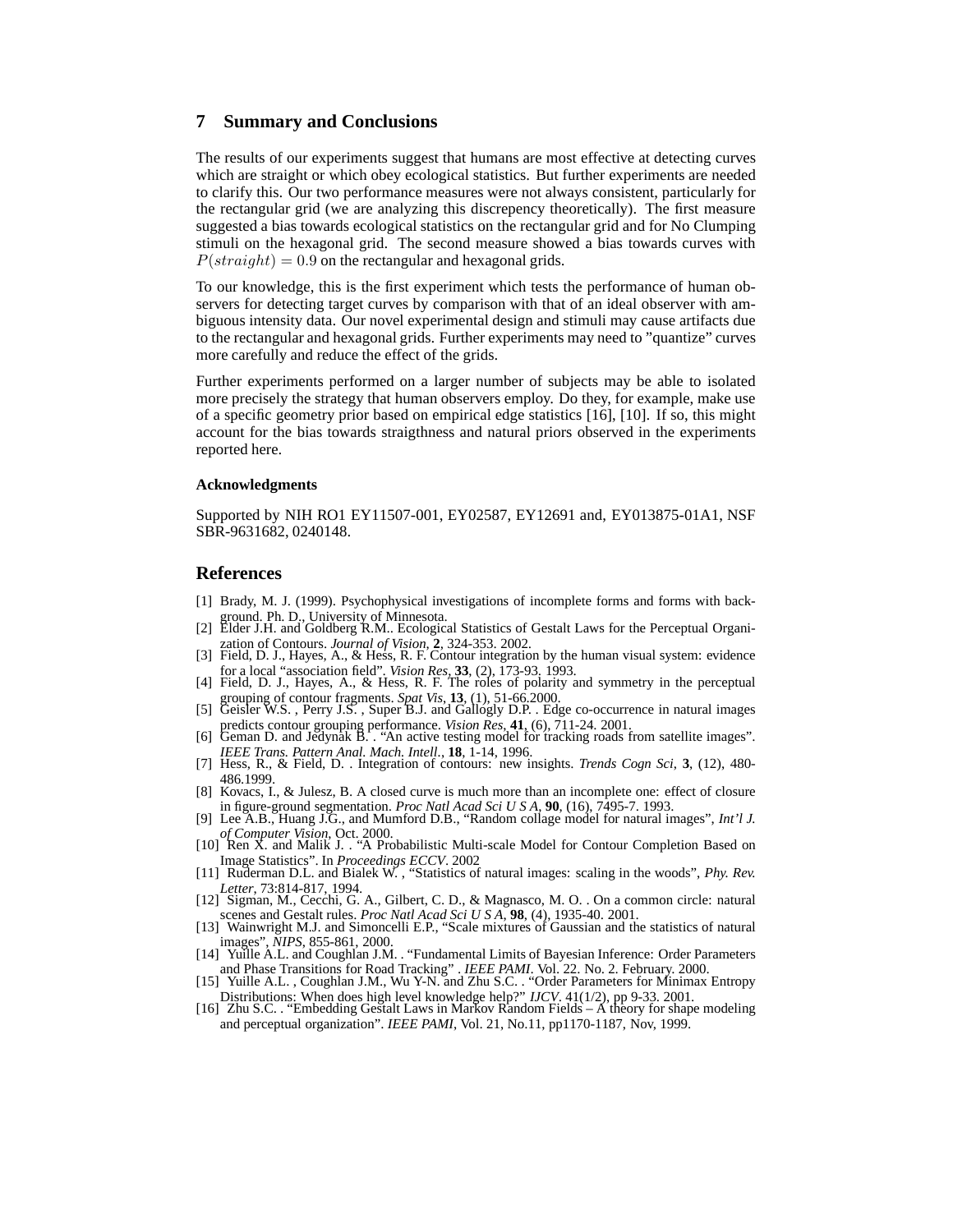## 7 Summary and Conclusions

The results of our experiments suggest that humans are most effective at detecting curves which are straight or which obey ecological statistics. But further experiments are needed to clarify this. Our two performance measures were not always consistent, particularly for the rectangular grid (we are analyzing this discrepency theoretically). The first measure suggested a bias towards ecological statistics on the rectangular grid and for No Clumping stimuli on the hexagonal grid. The second measure showed a bias towards curves with $P(straight) = 0.9$ on the rectangular and hexagonal grids.

To our knowledge, this is the first experiment which tests the performance of human observers for detecting target curves by comparison with that of an ideal observer with ambiguous intensity data. Our novel experimental design and stimuli may cause artifacts due to the rectangular and hexagonal grids. Further experiments may need to "quantize" curves more carefully and reduce the effect of the grids.

Further experiments performed on a larger number of subjects may be able to isolated more precisely the strategy that human observers employ. Do they, for example, make use of a specific geometry prior based on empirical edge statistics [16], [10]. If so, this might account for the bias towards straigthness and natural priors observed in the experiments reported here.

#### Acknowledgments

Supported by NIH RO1 EY11507-001, EY02587, EY12691 and, EY013875-01A1, NSF SBR-9631682, 0240148.

## References

[1] Brady, M. J. (1999). Psychophysical investigations of incomplete forms and forms with background. Ph. D., University of Minnesota.

[2] Elder J.H. and Goldberg R.M.. Ecological Statistics of Gestalt Laws for the Perceptual Organization of Contours. *Journal of Vision*, **2**, 324-353. 2002.

[3] Field, D. J., Hayes, A., & Hess, R. F. Contour integration by the human visual system: evidence for a local "association field". *Vision Res*, **33**, (2), 173-93. 1993.

[4] Field, D. J., Hayes, A., & Hess, R. F. The roles of polarity and symmetry in the perceptual grouping of contour fragments. *Spat Vis*, **13**, (1), 51-66.2000.

[5] Geisler W.S. , Perry J.S. , Super B.J. and Gallogly D.P. . Edge co-occurrence in natural images predicts contour grouping performance. *Vision Res*, **41**, (6), 711-24. 2001.

[6] Geman D. and Jedynak B. . "An active testing model for tracking roads from satellite images". *IEEE Trans. Pattern Anal. Mach. Intell.*, **18**, 1-14, 1996.

[7] Hess, R., & Field, D. . Integration of contours: new insights. *Trends Cogn Sci*, **3**, (12), 480-486.1999.

[8] Kovacs, I., & Julesz, B. A closed curve is much more than an incomplete one: effect of closure in figure-ground segmentation. *Proc Natl Acad Sci U S A*, **90**, (16), 7495-7. 1993.

[9] Lee A.B., Huang J.G., and Mumford D.B., "Random collage model for natural images", *Int'l J. of Computer Vision*, Oct. 2000.

[10] Ren X. and Malik J. . "A Probabilistic Multi-scale Model for Contour Completion Based on Image Statistics". In *Proceedings ECCV*. 2002

[11] Ruderman D.L. and Bialek W. , "Statistics of natural images: scaling in the woods", *Phy. Rev. Letter*, 73:814-817, 1994.

[12] Sigman, M., Cecchi, G. A., Gilbert, C. D., & Magnasco, M. O. . On a common circle: natural scenes and Gestalt rules. *Proc Natl Acad Sci U S A*, **98**, (4), 1935-40. 2001.

[13] Wainwright M.J. and Simoncelli E.P., "Scale mixtures of Gaussian and the statistics of natural images", *NIPS*, 855-861, 2000.

[14] Yuille A.L. and Coughlan J.M. . "Fundamental Limits of Bayesian Inference: Order Parameters and Phase Transitions for Road Tracking" . *IEEE PAMI*. Vol. 22. No. 2. February. 2000.

[15] Yuille A.L. , Coughlan J.M., Wu Y-N. and Zhu S.C. . "Order Parameters for Minimax Entropy Distributions: When does high level knowledge help?" *IJCV*. 41(1/2), pp 9-33. 2001.

[16] Zhu S.C. . "Embedding Gestalt Laws in Markov Random Fields – A theory for shape modeling and perceptual organization". *IEEE PAMI*, Vol. 21, No.11, pp1170-1187, Nov, 1999.